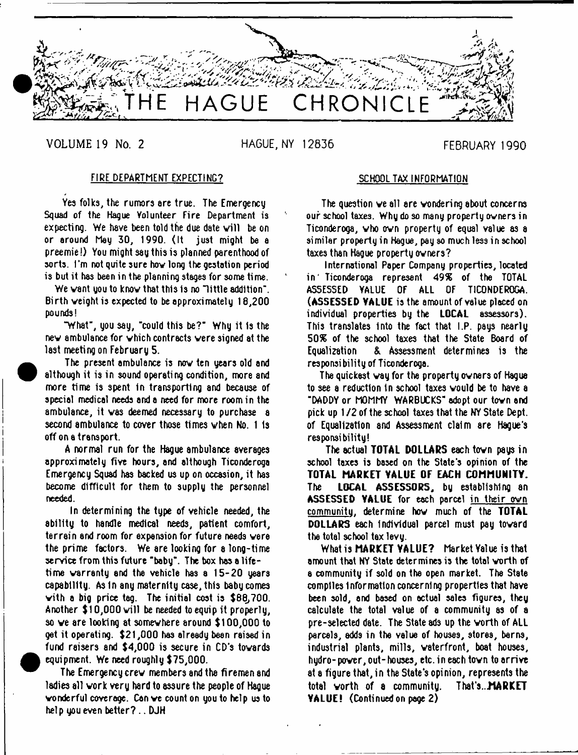# THE HAGUE CHRONICLE

VOLUME 19 No. 2 HAGUE, NY 12836 FEBRUARY 1990

## FIRE DEPARTMENT EXPECTING?

Yes folks, the rumors are true. The Emergency Squad of the Hague Volunteer Fire Department is expecting. We have been told the due date will be on or around May 30, 1990. (It just might be a preemie!) You might say this is planned parenthood of sorts. I'm not quite sure how long the gestation period is but it has been in the planning stages for some time.

We want you to know that this is no "little addition". Birth weight is expected to be approximately 18,200 pounds!

"What", you say, "could this be?" Why it is the new ambulance for which contracts were signed at the last meeting on February 5.

The present ambulance is now ten years old and although it is in sound operating condition, more and more time is spent in transporting and because of special medical needs and a need for more room in the ambulance, it was deemed necessary to purchase a second ambulance to cover those times when No. 1 is off on a transport.

A normal run for the Hague ambulance averages approximately five hours, and although Ticonderoga Emergency Squad has backed us up on occasion, it has become difficult for them to supply the personnel needed.

In determining the type of vehicle needed, the ability to handle medical needs, patient comfort, terrain and room for expansion for future needs were the prime factors. We are looking for a long-time service from this future "baby". The box has a lifetime warranty and the vehicle has a 15-20 years capability. As in any maternity case, this baby comes with a big price tag. The initial cost is $88,700. Another $10,000 will be needed to equip it properly, so we are looking at somewhere around $100,000 to get it operating. $21,000 has already been raised in fund raisers and $4,000 is secure in CD's towards equipment. We need roughly $75,000.

The Emergency crew members and the firemen and ladies all work very hard to assure the people of Hague wonderful coverage. Can we count on you to help us to help you even better? .. DJH

## SCHOOL TAX INFORMATION

The question we all are wondering about concerns our school taxes. Why do so many property owners in Ticonderoga, who own property of equal value as a similar property in Hague, pay so much less in school taxes than Hague property owners?

International Paper Company properties, located in Ticonderoga represent 49% of the TOTAL ASSESSED VALUE OF ALL OF TICONDEROGA. (**ASSESSED VALUE** is the amount of value placed on individual properties by the **LOCAL** assessors). This translates into the fact that I.P. pays nearly 50% of the school taxes that the State Board of Equalization & Assessment determines is the responsibility of Ticonderoga.

The quickest way for the property owners of Hague to see a reduction in school taxes would be to have a "DADDY or MOMMY WARBUCKS" adopt our town and pick up 1/2 of the school taxes that the NY State Dept. of Equalization and Assessment claim are Hague's responsibility!

The actual **TOTAL DOLLARS** each town pays in school taxes is based on the State's opinion of the **TOTAL MARKET VALUE OF EACH COMMUNITY.** The **LOCAL ASSESSORS**, by establishing an **ASSESSED VALUE** for each parcel in their own community, determine how much of the **TOTAL DOLLARS** each individual parcel must pay toward the total school tax levy.

What is **MARKET VALUE?** Market Value is that amount that NY State determines is the total worth of a community if sold on the open market. The State compiles information concerning properties that have been sold, and based on actual sales figures, they calculate the total value of a community as of a pre-selected date. The State ads up the worth of ALL parcels, adds in the value of houses, stores, barns, industrial plants, mills, waterfront, boat houses, hydro-power, out-houses, etc. in each town to arrive at a figure that, in the State's opinion, represents the total worth of a community. That's...**MARKET VALUE!** (Continued on page 2)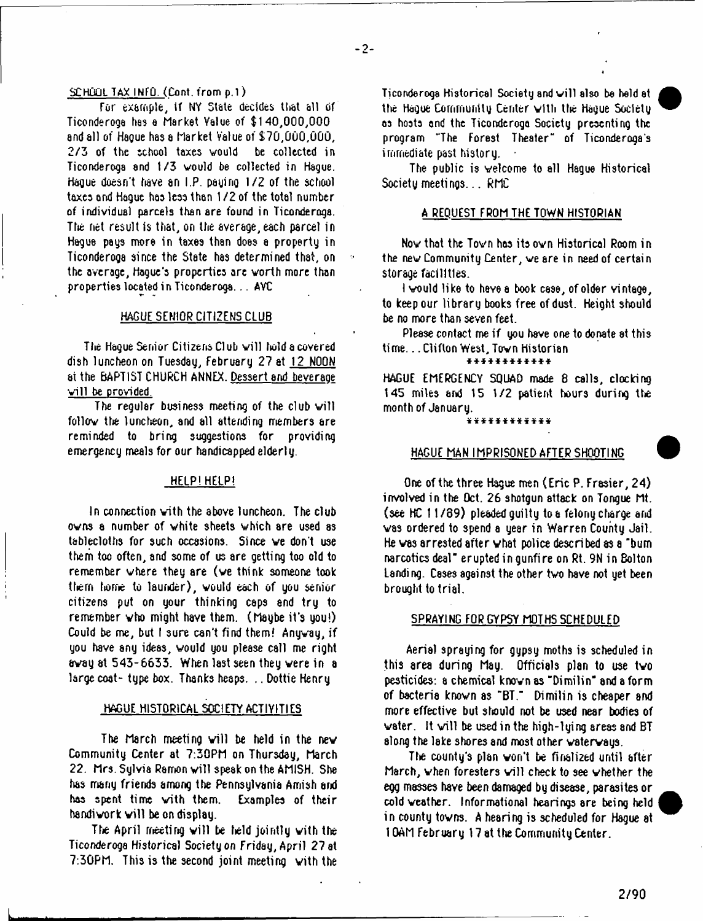SCHOOL TAX INFO. (Cont. from p.1)

For example, if NY State decides that all of Ticonderoga has a Market Value of $140,000,000 and all of Hague has a Market Value of $70,000,000, 2/3 of the school taxes would be collected in Ticonderoga and 1/3 would be collected in Hague. Hague doesn't have an I.P. paying 1/2 of the school taxes and Hague has less than 1/2 of the total number of individual parcels than are found in Ticonderoga. The net result is that, on the average, each parcel in Hague pays more in taxes than does a property in Ticonderoga since the State has determined that, on the average, Hague's properties are worth more than properties located in Ticonderoga... AVC

## HAGUE SENIOR CITIZENS CLUB

The Hague Senior Citizens Club will hold a covered dish luncheon on Tuesday, February 27 at 12 NOON at the BAPTIST CHURCH ANNEX. Dessert and beverage will be provided.

The regular business meeting of the club will follow the luncheon, and all attending members are reminded to bring suggestions for providing emergency meals for our handicapped elderly.

## HELP! HELP!

In connection with the above luncheon. The club owns a number of white sheets which are used as tablecloths for such occasions. Since we don't use them too often, and some of us are getting too old to remember where they are (we think someone took them home to launder), would each of you senior citizens put on your thinking caps and try to remember who might have them. (Maybe it's you!) Could be me, but I sure can't find them! Anyway, if you have any ideas, would you please call me right away at 543-6633. When last seen they were in a large coat- type box. Thanks heaps... Dottie Henry

## HAGUE HISTORICAL SOCIETY ACTIVITIES

The March meeting will be held in the new Community Center at 7:30PM on Thursday, March 22. Mrs. Sylvia Ramon will speak on the AMISH. She has many friends among the Pennsylvania Amish and has spent time with them. Examples of their handiwork will be on display.

The April meeting will be held jointly with the Ticonderoga Historical Society on Friday, April 27 at 7:30PM. This is the second joint meeting with the Ticonderoga Historical Society and will also be held at the Hague Community Center with the Hague Society as hosts and the Ticonderoga Society presenting the program "The Forest Theater" of Ticonderoga's immediate past history.

The public is welcome to all Hague Historical Society meetings... RMC

## A REQUEST FROM THE TOWN HISTORIAN

Now that the Town has its own Historical Room in the new Community Center, we are in need of certain storage facilities.

I would like to have a book case, of older vintage, to keep our library books free of dust. Height should be no more than seven feet.

Please contact me if you have one to donate at this time... Clifton West, Town Historian

************

HAGUE EMERGENCY SQUAD made 8 calls, clocking 145 miles and 15 1/2 patient hours during the month of January.

************

## HAGUE MAN IMPRISONED AFTER SHOOTING

One of the three Hague men (Eric P. Frasier, 24) involved in the Oct. 26 shotgun attack on Tongue Mt. (see HC 11/89) pleaded guilty to a felony charge and was ordered to spend a year in Warren County Jail. He was arrested after what police described as a "bum narcotics deal" erupted in gunfire on Rt. 9N in Bolton Landing. Cases against the other two have not yet been brought to trial.

## SPRAYING FOR GYPSY MOTHS SCHEDULED

Aerial spraying for gypsy moths is scheduled in this area during May. Officials plan to use two pesticides: a chemical known as "Dimilin" and a form of bacteria known as "BT." Dimilin is cheaper and more effective but should not be used near bodies of water. It will be used in the high-lying areas and BT along the lake shores and most other waterways.

The county's plan won't be finalized until after March, when foresters will check to see whether the egg masses have been damaged by disease, parasites or cold weather. Informational hearings are being held in county towns. A hearing is scheduled for Hague at 10AM February 17 at the Community Center.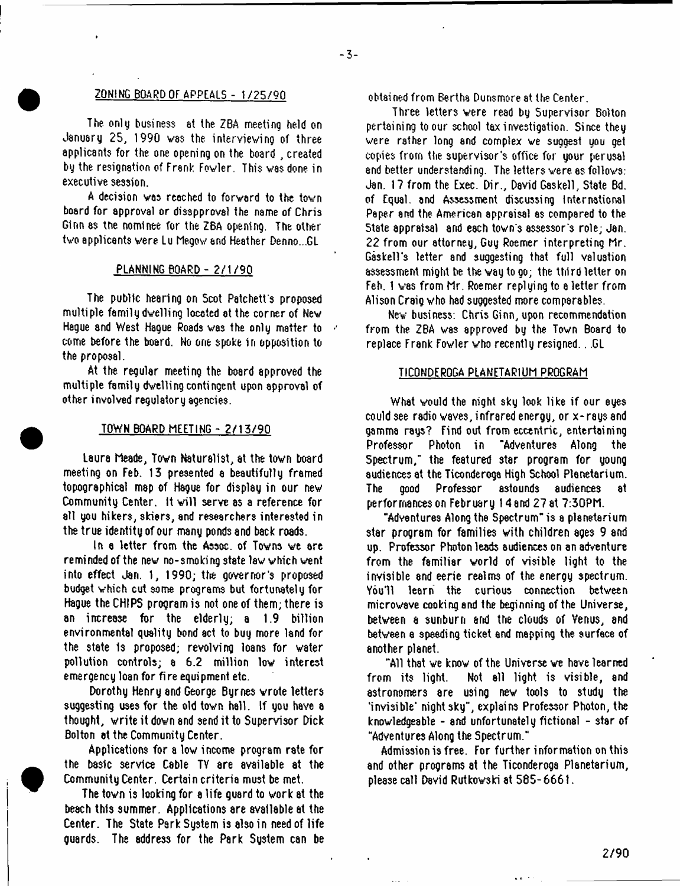## ZONING BOARD OF APPEALS - 1/25/90

The only business at the ZBA meeting held on January 25, 1990 was the interviewing of three applicants for the one opening on the board , created by the resignation of Frank Fowler. This was done in executive session.

A decision was reached to forward to the town board for approval or disapproval the name of Chris Ginn as the nominee for the ZBA opening. The other two applicants were Lu Megow and Heather Denno...GL

## PLANNING BOARD - 2/1/90

The public hearing on Scot Patchett's proposed multiple family dwelling located at the corner of New Hague and West Hague Roads was the only matter to come before the board. No one spoke in opposition to the proposal.

At the regular meeting the board approved the multiple family dwelling contingent upon approval of other involved regulatory agencies.

## TOWN BOARD MEETING - 2/13/90

Laura Meade, Town Naturalist, at the town board meeting on Feb. 13 presented a beautifully framed topographical map of Hague for display in our new Community Center. It will serve as a reference for all you hikers, skiers, and researchers interested in the true identity of our many ponds and back roads.

In a letter from the Assoc. of Towns we are reminded of the new no-smoking state law which went into effect Jan. 1, 1990; the governor's proposed budget which cut some programs but fortunately for Hague the CHIPS program is not one of them; there is an increase for the elderly; a 1.9 billion environmental quality bond act to buy more land for the state is proposed; revolving loans for water pollution controls; a 6.2 million low interest emergency loan for fire equipment etc.

Dorothy Henry and George Byrnes wrote letters suggesting uses for the old town hall. If you have a thought, write it down and send it to Supervisor Dick Bolton at the Community Center.

Applications for a low income program rate for the basic service Cable TV are available at the Community Center. Certain criteria must be met.

The town is looking for a life guard to work at the beach this summer. Applications are available at the Center. The State Park System is also in need of life guards. The address for the Park System can be obtained from Bertha Dunsmore at the Center.

Three letters were read by Supervisor Bolton pertaining to our school tax investigation. Since they were rather long and complex we suggest you get copies from the supervisor's office for your perusal and better understanding. The letters were as follows: Jan. 17 from the Exec. Dir., David Gaskell, State Bd. of Equal. and Assessment discussing International Paper and the American appraisal as compared to the State appraisal and each town's assessor's role; Jan. 22 from our attorney, Guy Roemer interpreting Mr. Gaskell's letter and suggesting that full valuation assessment might be the way to go; the third letter on Feb. 1 was from Mr. Roemer replying to a letter from Alison Craig who had suggested more comparables.

New business: Chris Ginn, upon recommendation from the ZBA was approved by the Town Board to replace Frank Fowler who recently resigned. . GL

## TICONDEROGA PLANETARIUM PROGRAM

What would the night sky look like if our eyes could see radio waves, infrared energy, or x-rays and gamma rays? Find out from eccentric, entertaining Professor Photon in "Adventures Along the Spectrum," the featured star program for young audiences at the Ticonderoga High School Planetarium. The good Professor astounds audiences at performances on February 14 and 27 at 7:30PM.

"Adventures Along the Spectrum" is a planetarium star program for families with children ages 9 and up. Professor Photon leads audiences on an adventure from the familiar world of visible light to the invisible and eerie realms of the energy spectrum. You'll learn the curious connection between microwave cooking and the beginning of the Universe, between a sunburn and the clouds of Venus, and between a speeding ticket and mapping the surface of another planet.

"All that we know of the Universe we have learned from its light. Not all light is visible, and astronomers are using new tools to study the 'invisible' night sky", explains Professor Photon, the knowledgeable - and unfortunately fictional - star of "Adventures Along the Spectrum."

Admission is free. For further information on this and other programs at the Ticonderoga Planetarium, please call David Rutkowski at 585-6661.

2/90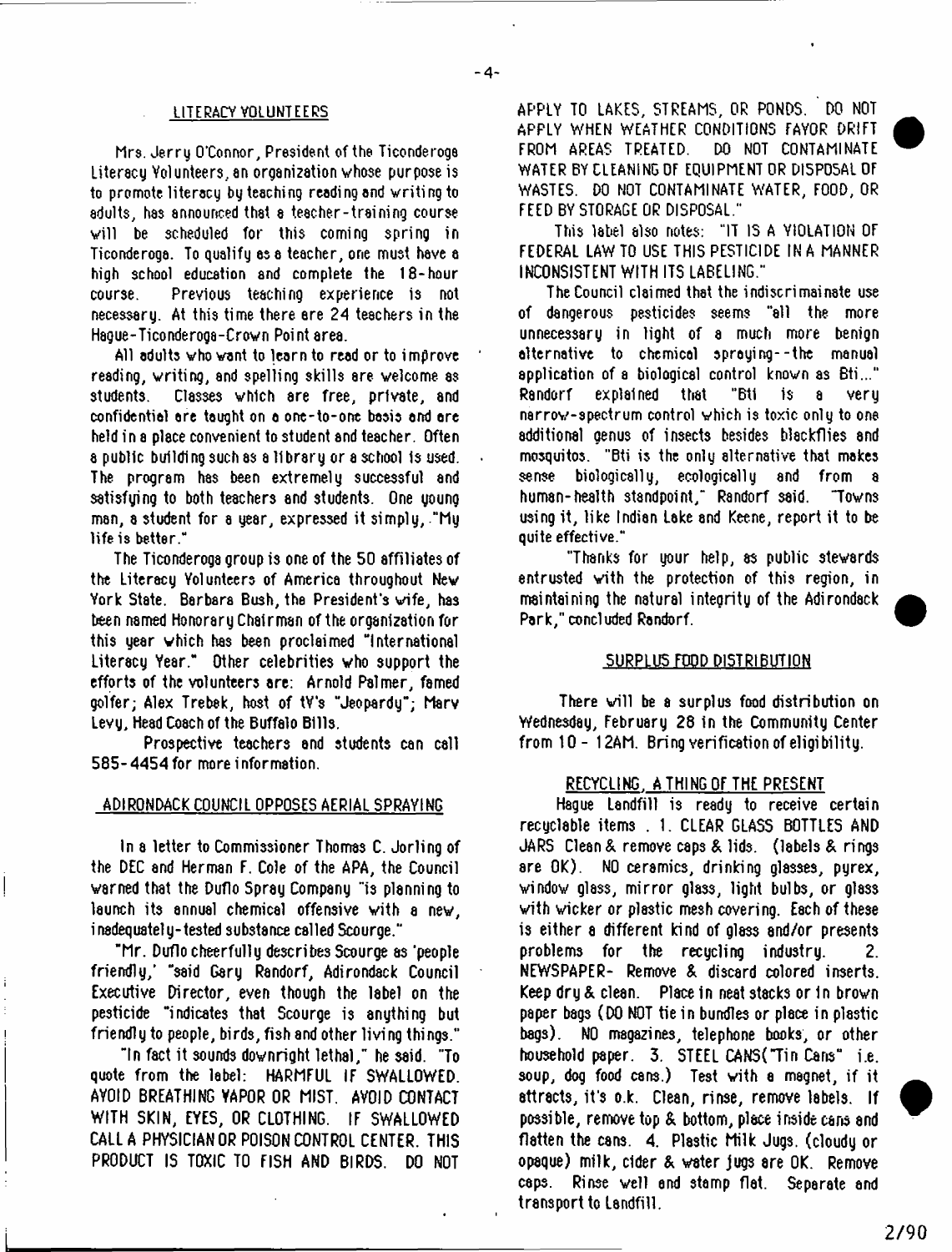## LITERACY VOLUNTEERS

Mrs. Jerry O'Connor, President of the Ticonderoga Literacy Volunteers, an organization whose purpose is to promote literacy by teaching reading and writing to adults, has announced that a teacher-training course will be scheduled for this coming spring in Ticonderoga. To qualify as a teacher, one must have a high school education and complete the 18-hour course. Previous teaching experience is not necessary. At this time there are 24 teachers in the Hague-Ticonderoga-Crown Point area.

All adults who want to learn to read or to improve reading, writing, and spelling skills are welcome as students. Classes which are free, private, and confidential are taught on a one-to-one basis and are held in a place convenient to student and teacher. Often a public building such as a library or a school is used. The program has been extremely successful and satisfying to both teachers and students. One young man, a student for a year, expressed it simply, "My life is better."

The Ticonderoga group is one of the 50 affiliates of the Literacy Volunteers of America throughout New York State. Barbara Bush, the President's wife, has been named Honorary Chairman of the organization for this year which has been proclaimed "International Literacy Year." Other celebrities who support the efforts of the volunteers are: Arnold Palmer, famed golfer; Alex Trebek, host of TV's "Jeopardy"; Marv Levy, Head Coach of the Buffalo Bills.

Prospective teachers and students can call 585-4454 for more information.

## ADIRONDACK COUNCIL OPPOSES AERIAL SPRAYING

In a letter to Commissioner Thomas C. Jorling of the DEC and Herman F. Cole of the APA, the Council warned that the Duflo Spray Company "is planning to launch its annual chemical offensive with a new, inadequately-tested substance called Scourge."

"Mr. Duflo cheerfully describes Scourge as 'people friendly,' "said Gary Randorf, Adirondack Council Executive Director, even though the label on the pesticide "indicates that Scourge is anything but friendly to people, birds, fish and other living things."

"In fact it sounds downright lethal," he said. "To quote from the label: HARMFUL IF SWALLOWED. AVOID BREATHING VAPOR OR MIST. AVOID CONTACT WITH SKIN, EYES, OR CLOTHING. IF SWALLOWED CALL A PHYSICIAN OR POISON CONTROL CENTER. THIS PRODUCT IS TOXIC TO FISH AND BIRDS. DO NOT APPLY TO LAKES, STREAMS, OR PONDS. DO NOT APPLY WHEN WEATHER CONDITIONS FAVOR DRIFT FROM AREAS TREATED. DO NOT CONTAMINATE WATER BY CLEANING OF EQUIPMENT OR DISPOSAL OF WASTES. DO NOT CONTAMINATE WATER, FOOD, OR FEED BY STORAGE OR DISPOSAL."

This label also notes: "IT IS A VIOLATION OF FEDERAL LAW TO USE THIS PESTICIDE IN A MANNER INCONSISTENT WITH ITS LABELING."

The Council claimed that the indiscrimainate use of dangerous pesticides seems "all the more unnecessary in light of a much more benign alternative to chemical spraying--the manual application of a biological control known as Bti..." Randorf explained that "Bti is a very narrow-spectrum control which is toxic only to one additional genus of insects besides blackflies and mosquitos. "Bti is the only alternative that makes sense biologically, ecologically and from a human-health standpoint," Randorf said. "Towns using it, like Indian Lake and Keene, report it to be quite effective."

"Thanks for your help, as public stewards entrusted with the protection of this region, in maintaining the natural integrity of the Adirondack Park," concluded Randorf.

## SURPLUS FOOD DISTRIBUTION

There will be a surplus food distribution on Wednesday, February 28 in the Community Center from 10 - 12AM. Bring verification of eligibility.

## RECYCLING, A THING OF THE PRESENT

Hague Landfill is ready to receive certain recyclable items . 1. CLEAR GLASS BOTTLES AND JARS Clean & remove caps & lids. (labels & rings are OK). NO ceramics, drinking glasses, pyrex, window glass, mirror glass, light bulbs, or glass with wicker or plastic mesh covering. Each of these is either a different kind of glass and/or presents problems for the recycling industry. 2. NEWSPAPER- Remove & discard colored inserts. Keep dry & clean. Place in neat stacks or in brown paper bags (DO NOT tie in bundles or place in plastic bags). NO magazines, telephone books, or other household paper. 3. STEEL CANS("Tin Cans" i.e. soup, dog food cans.) Test with a magnet, if it attracts, it's o.k. Clean, rinse, remove labels. If possible, remove top & bottom, place inside cans and flatten the cans. 4. Plastic Milk Jugs. (cloudy or opaque) milk, cider & water jugs are OK. Remove caps. Rinse well and stamp flat. Separate and transport to Landfill.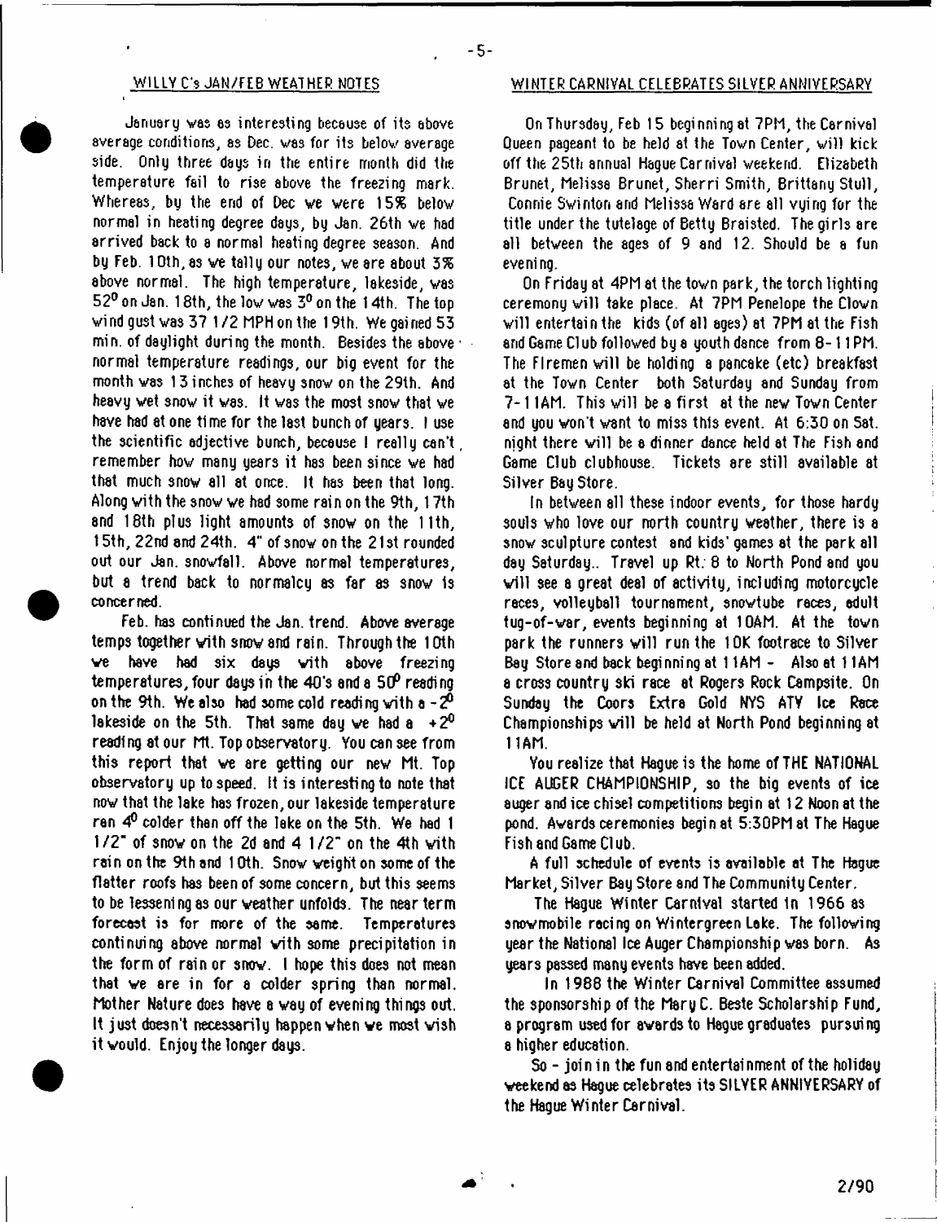## WILLY C's JAN/FEB WEATHER NOTES

January was as interesting because of its above average conditions, as Dec. was for its below average side. Only three days in the entire month did the temperature fail to rise above the freezing mark. Whereas, by the end of Dec we were 15% below normal in heating degree days, by Jan. 26th we had arrived back to a normal heating degree season. And by Feb. 10th, as we tally our notes, we are about 3% above normal. The high temperature, lakeside, was $52^0$ on Jan. 18th, the low was $3^0$ on the 14th. The top wind gust was 37 1/2 MPH on the 19th. We gained 53 min. of daylight during the month. Besides the above normal temperature readings, our big event for the month was 13 inches of heavy snow on the 29th. And heavy wet snow it was. It was the most snow that we have had at one time for the last bunch of years. I use the scientific adjective bunch, because I really can't remember how many years it has been since we had that much snow all at once. It has been that long. Along with the snow we had some rain on the 9th, 17th and 18th plus light amounts of snow on the 11th, 15th, 22nd and 24th. 4" of snow on the 21st rounded out our Jan. snowfall. Above normal temperatures, but a trend back to normalcy as far as snow is concerned.

Feb. has continued the Jan. trend. Above average temps together with snow and rain. Through the 10th we have had six days with above freezing temperatures, four days in the 40's and a $50^0$ reading on the 9th. We also had some cold reading with a $-2^0$ lakeside on the 5th. That same day we had a $+2^0$ reading at our Mt. Top observatory. You can see from this report that we are getting our new Mt. Top observatory up to speed. It is interesting to note that now that the lake has frozen, our lakeside temperature ran $4^0$ colder than off the lake on the 5th. We had 1 1/2" of snow on the 2d and 4 1/2" on the 4th with rain on the 9th and 10th. Snow weight on some of the flatter roofs has been of some concern, but this seems to be lessening as our weather unfolds. The near term forecast is for more of the same. Temperatures continuing above normal with some precipitation in the form of rain or snow. I hope this does not mean that we are in for a colder spring than normal. Mother Nature does have a way of evening things out. It just doesn't necessarily happen when we most wish it would. Enjoy the longer days.

## WINTER CARNIVAL CELEBRATES SILVER ANNIVERSARY

On Thursday, Feb 15 beginning at 7PM, the Carnival Queen pageant to be held at the Town Center, will kick off the 25th annual Hague Carnival weekend. Elizabeth Brunet, Melissa Brunet, Sherri Smith, Brittany Stull, Connie Swinton and Melissa Ward are all vying for the title under the tutelage of Betty Braisted. The girls are all between the ages of 9 and 12. Should be a fun evening.

On Friday at 4PM at the town park, the torch lighting ceremony will take place. At 7PM Penelope the Clown will entertain the kids (of all ages) at 7PM at the Fish and Game Club followed by a youth dance from 8-11PM. The Firemen will be holding a pancake (etc) breakfast at the Town Center both Saturday and Sunday from 7-11AM. This will be a first at the new Town Center and you won't want to miss this event. At 6:30 on Sat. night there will be a dinner dance held at The Fish and Game Club clubhouse. Tickets are still available at Silver Bay Store.

In between all these indoor events, for those hardy souls who love our north country weather, there is a snow sculpture contest and kids' games at the park all day Saturday.. Travel up Rt. 8 to North Pond and you will see a great deal of activity, including motorcycle races, volleyball tournament, snowtube races, adult tug-of-war, events beginning at 10AM. At the town park the runners will run the 10K footrace to Silver Bay Store and back beginning at 11AM - Also at 11AM a cross country ski race at Rogers Rock Campsite. On Sunday the Coors Extra Gold NYS ATV Ice Race Championships will be held at North Pond beginning at 11AM.

You realize that Hague is the home of THE NATIONAL ICE AUGER CHAMPIONSHIP, so the big events of ice auger and ice chisel competitions begin at 12 Noon at the pond. Awards ceremonies begin at 5:30PM at The Hague Fish and Game Club.

A full schedule of events is available at The Hague Market, Silver Bay Store and The Community Center.

The Hague Winter Carnival started in 1966 as snowmobile racing on Wintergreen Lake. The following year the National Ice Auger Championship was born. As years passed many events have been added.

In 1988 the Winter Carnival Committee assumed the sponsorship of the Mary C. Beste Scholarship Fund, a program used for awards to Hague graduates pursuing a higher education.

So - join in the fun and entertainment of the holiday weekend as Hague celebrates its SILVER ANNIVERSARY of the Hague Winter Carnival.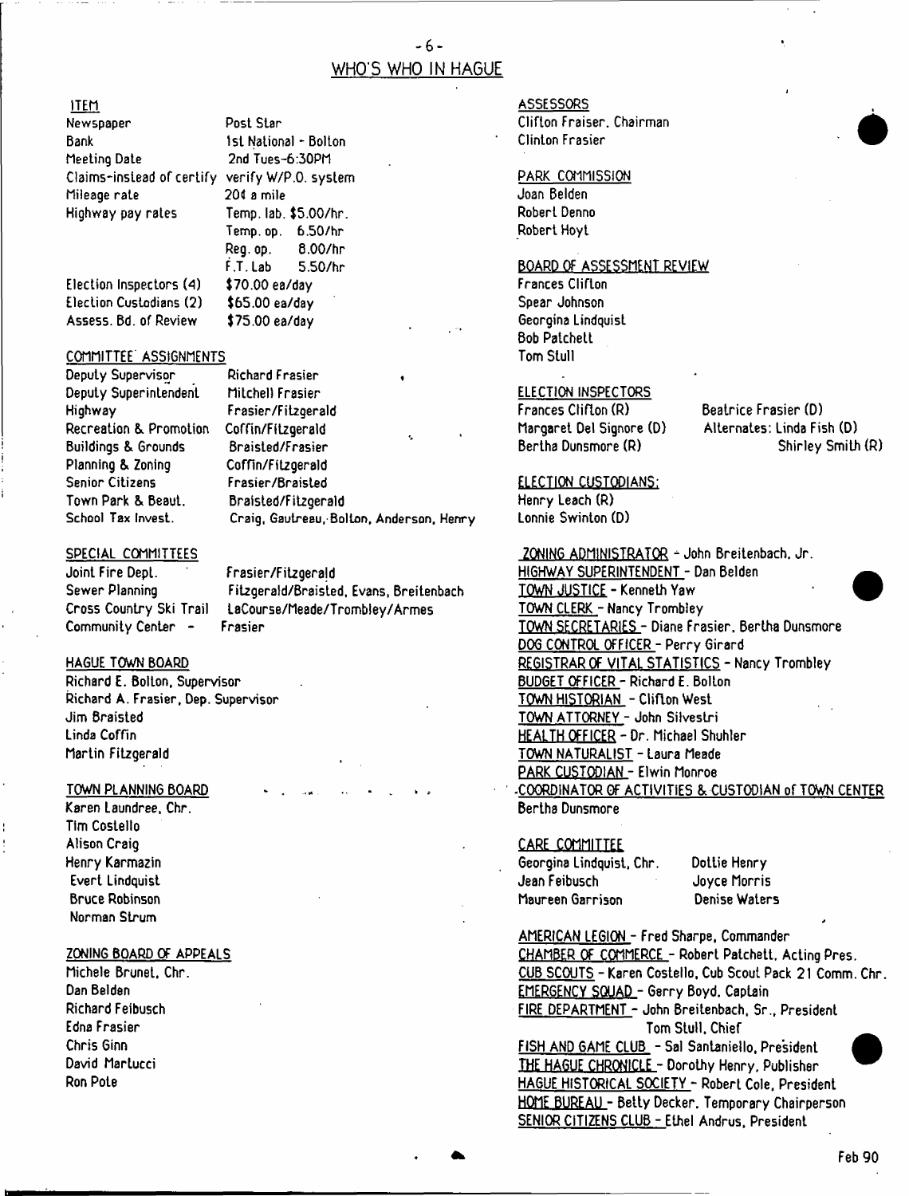# WHO'S WHO IN HAGUE

## ITEM

| | |
|---|---|
| Newspaper | Post Star |
| Bank | 1st National - Bolton |
| Meeting Date | 2nd Tues-6:30PM |
| Claims-instead of certify | verify W/P.O. system |
| Mileage rate | 20¢ a mile |
| Highway pay rates | Temp. lab. $5.00/hr. |
| | Temp. op. 6.50/hr |
| | Reg. op. 8.00/hr |
| | F.T. Lab 5.50/hr |
| Election Inspectors (4) | $70.00 ea/day |
| Election Custodians (2) | $65.00 ea/day |
| Assess. Bd. of Review | $75.00 ea/day |

## COMMITTEE ASSIGNMENTS

| | |
|---|---|
| Deputy Supervisor | Richard Frasier |
| Deputy Superintendent | Mitchell Frasier |
| Highway | Frasier/Fitzgerald |
| Recreation & Promotion | Coffin/Fitzgerald |
| Buildings & Grounds | Braisted/Frasier |
| Planning & Zoning | Coffin/Fitzgerald |
| Senior Citizens | Frasier/Braisted |
| Town Park & Beaut. | Braisted/Fitzgerald |
| School Tax Invest. | Craig, Gautreau, Bolton, Anderson, Henry |

## SPECIAL COMMITTEES

| | |
|---|---|
| Joint Fire Dept. | Frasier/Fitzgerald |
| Sewer Planning | Fitzgerald/Braisted, Evans, Breitenbach |
| Cross Country Ski Trail | LaCourse/Meade/Trombley/Armes |
| Community Center - | Frasier |

## HAGUE TOWN BOARD

Richard E. Bolton, Supervisor
Richard A. Frasier, Dep. Supervisor
Jim Braisted
Linda Coffin
Martin Fitzgerald

## TOWN PLANNING BOARD

Karen Laundree, Chr.
Tim Costello
Alison Craig
Henry Karmazin
Evert Lindquist
Bruce Robinson
Norman Strum

## ZONING BOARD OF APPEALS

Michele Brunet, Chr.
Dan Belden
Richard Feibusch
Edna Frasier
Chris Ginn
David Martucci
Ron Pote

## ASSESSORS

Clifton Fraiser, Chairman
Clinton Frasier

## PARK COMMISSION

Joan Belden
Robert Denno
Robert Hoyt

## BOARD OF ASSESSMENT REVIEW

Frances Clifton
Spear Johnson
Georgina Lindquist
Bob Patchett
Tom Stull

## ELECTION INSPECTORS

| | |
|---|---|
| Frances Clifton (R) | Beatrice Frasier (D) |
| Margaret Del Signore (D) | Alternates: Linda Fish (D) |
| Bertha Dunsmore (R) | Shirley Smith (R) |

## ELECTION CUSTODIANS:

Henry Leach (R)
Lonnie Swinton (D)

ZONING ADMINISTRATOR - John Breitenbach, Jr.
HIGHWAY SUPERINTENDENT - Dan Belden
TOWN JUSTICE - Kenneth Yaw
TOWN CLERK - Nancy Trombley
TOWN SECRETARIES - Diane Frasier, Bertha Dunsmore
DOG CONTROL OFFICER - Perry Girard
REGISTRAR OF VITAL STATISTICS - Nancy Trombley
BUDGET OFFICER - Richard E. Bolton
TOWN HISTORIAN - Clifton West
TOWN ATTORNEY - John Silvestri
HEALTH OFFICER - Dr. Michael Shuhler
TOWN NATURALIST - Laura Meade
PARK CUSTODIAN - Elwin Monroe
COORDINATOR OF ACTIVITIES & CUSTODIAN of TOWN CENTER
Bertha Dunsmore

## CARE COMMITTEE

| | |
|---|---|
| Georgina Lindquist, Chr. | Dottie Henry |
| Jean Feibusch | Joyce Morris |
| Maureen Garrison | Denise Waters |

AMERICAN LEGION - Fred Sharpe, Commander
CHAMBER OF COMMERCE - Robert Patchett, Acting Pres.
CUB SCOUTS - Karen Costello, Cub Scout Pack 21 Comm. Chr.
EMERGENCY SQUAD - Gerry Boyd, Captain
FIRE DEPARTMENT - John Breitenbach, Sr., President
Tom Stull, Chief
FISH AND GAME CLUB - Sal Santaniello, President
THE HAGUE CHRONICLE - Dorothy Henry, Publisher
HAGUE HISTORICAL SOCIETY - Robert Cole, President
HOME BUREAU - Betty Decker, Temporary Chairperson
SENIOR CITIZENS CLUB - Ethel Andrus, President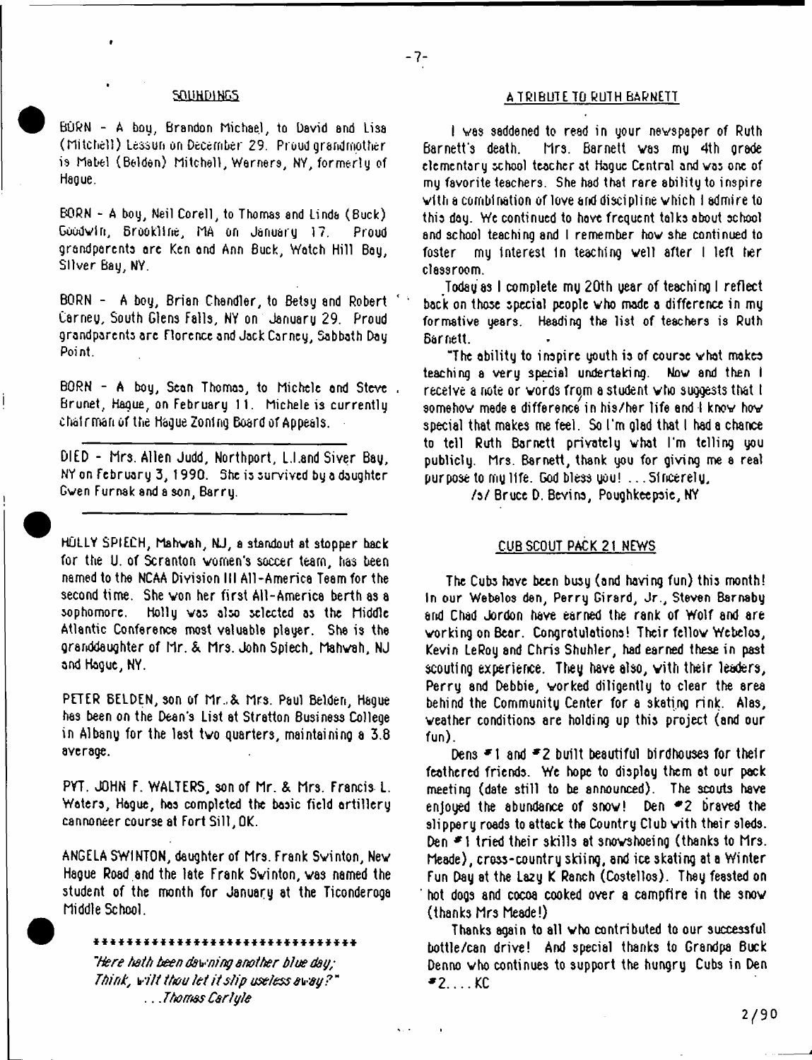## SOUNDINGS

BORN - A boy, Brandon Michael, to David and Lisa (Mitchell) Lesson on December 29. Proud grandmother is Mabel (Belden) Mitchell, Warners, NY, formerly of Hague.

BORN - A boy, Neil Corell, to Thomas and Linda (Buck) Goodwin, Brookline, MA on January 17. Proud grandparents are Ken and Ann Buck, Watch Hill Bay, Silver Bay, NY.

BORN - A boy, Brian Chandler, to Betsy and Robert Carney, South Glens Falls, NY on January 29. Proud grandparents are Florence and Jack Carney, Sabbath Day Point.

BORN - A boy, Sean Thomas, to Michele and Steve Brunet, Hague, on February 11. Michele is currently chairman of the Hague Zoning Board of Appeals.

---

DIED - Mrs. Allen Judd, Northport, L.I.and Siver Bay, NY on February 3, 1990. She is survived by a daughter Gwen Furnak and a son, Barry.

---

HOLLY SPIECH, Mahwah, NJ, a standout at stopper back for the U. of Scranton women's soccer team, has been named to the NCAA Division III All-America Team for the second time. She won her first All-America berth as a sophomore. Holly was also selected as the Middle Atlantic Conference most valuable player. She is the granddaughter of Mr. & Mrs. John Spiech, Mahwah, NJ and Hague, NY.

PETER BELDEN, son of Mr. & Mrs. Paul Belden, Hague has been on the Dean's List at Stratton Business College in Albany for the last two quarters, maintaining a 3.8 average.

PVT. JOHN F. WALTERS, son of Mr. & Mrs. Francis L. Waters, Hague, has completed the basic field artillery cannoneer course at Fort Sill, OK.

ANGELA SWINTON, daughter of Mrs. Frank Swinton, New Hague Road and the late Frank Swinton, was named the student of the month for January at the Ticonderoga Middle School.

*******************************

*"Here hath been dawning another blue day;*
*Think, wilt thou let it slip useless away?"*
*...Thomas Carlyle*

## A TRIBUTE TO RUTH BARNETT

I was saddened to read in your newspaper of Ruth Barnett's death. Mrs. Barnett was my 4th grade elementary school teacher at Hague Central and was one of my favorite teachers. She had that rare ability to inspire with a combination of love and discipline which I admire to this day. We continued to have frequent talks about school and school teaching and I remember how she continued to foster my interest in teaching well after I left her classroom.

Today as I complete my 20th year of teaching I reflect back on those special people who made a difference in my formative years. Heading the list of teachers is Ruth Barnett.

"The ability to inspire youth is of course what makes teaching a very special undertaking. Now and then I receive a note or words from a student who suggests that I somehow made a difference in his/her life and I know how special that makes me feel. So I'm glad that I had a chance to tell Ruth Barnett privately what I'm telling you publicly. Mrs. Barnett, thank you for giving me a real purpose to my life. God bless you! ...Sincerely,

/s/ Bruce D. Bevins, Poughkeepsie, NY

## CUB SCOUT PACK 21 NEWS

The Cubs have been busy (and having fun) this month! In our Webelos den, Perry Girard, Jr., Steven Barnaby and Chad Jordon have earned the rank of Wolf and are working on Bear. Congratulations! Their fellow Webelos, Kevin LeRoy and Chris Shuhler, had earned these in past scouting experience. They have also, with their leaders, Perry and Debbie, worked diligently to clear the area behind the Community Center for a skating rink. Alas, weather conditions are holding up this project (and our fun).

Dens #1 and #2 built beautiful birdhouses for their feathered friends. We hope to display them at our pack meeting (date still to be announced). The scouts have enjoyed the abundance of snow! Den #2 braved the slippery roads to attack the Country Club with their sleds. Den #1 tried their skills at snowshoeing (thanks to Mrs. Meade), cross-country skiing, and ice skating at a Winter Fun Day at the Lazy K Ranch (Costellos). They feasted on hot dogs and cocoa cooked over a campfire in the snow (thanks Mrs Meade!)

Thanks again to all who contributed to our successful bottle/can drive! And special thanks to Grandpa Buck Denno who continues to support the hungry Cubs in Den #2....KC

2/90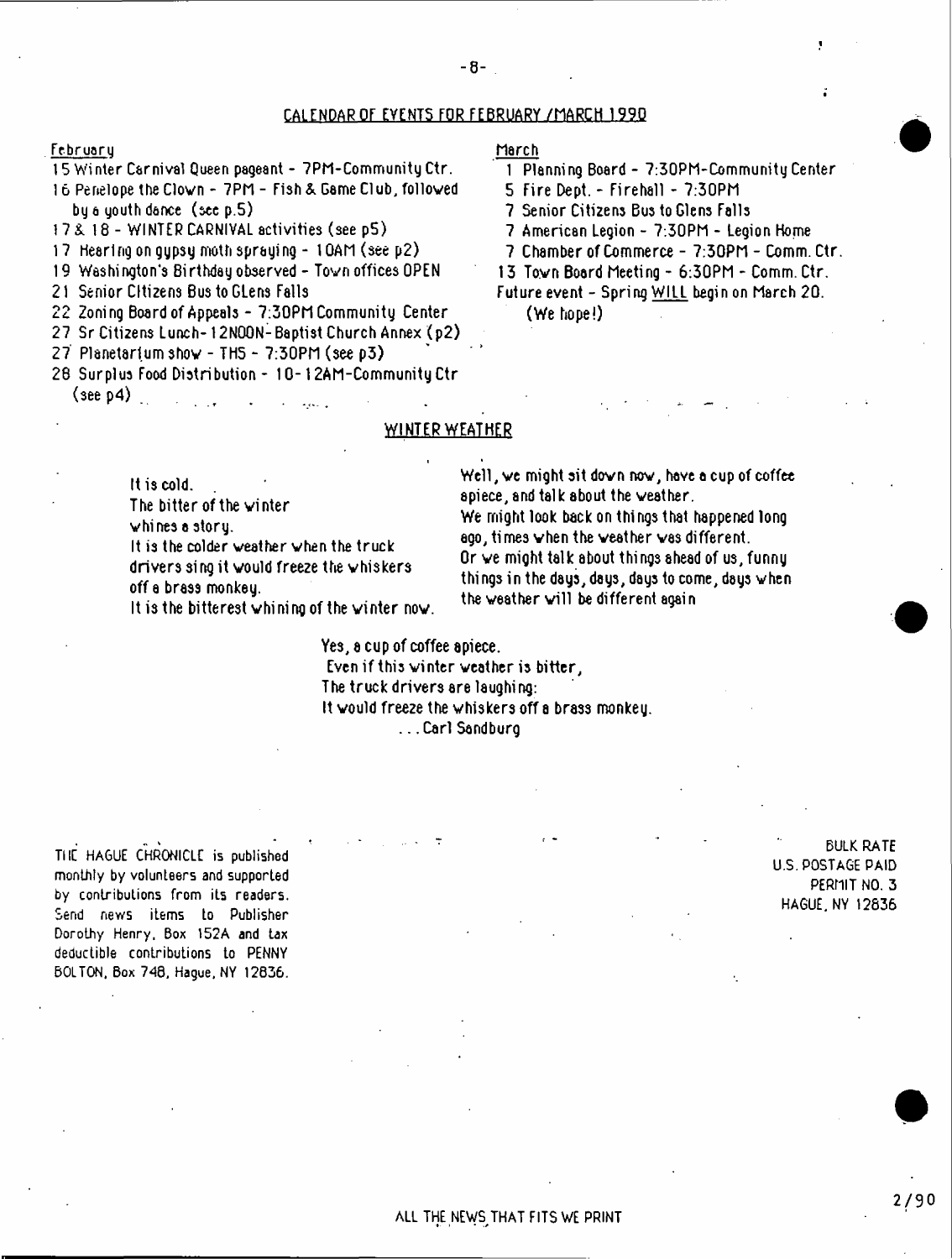## CALENDAR OF EVENTS FOR FEBRUARY /MARCH 1990

**February**

15 Winter Carnival Queen pageant - 7PM-Community Ctr.
16 Penelope the Clown - 7PM - Fish & Game Club, followed by a youth dance (see p.5)
17 & 18 - WINTER CARNIVAL activities (see p5)
17 Hearing on gypsy moth spraying - 10AM (see p2)
19 Washington's Birthday observed - Town offices OPEN
21 Senior Citizens Bus to Glens Falls
22 Zoning Board of Appeals - 7:30PM Community Center
27 Sr Citizens Lunch- 12NOON- Baptist Church Annex (p2)
27 Planetarium show - THS - 7:30PM (see p3)
28 Surplus Food Distribution - 10-12AM-Community Ctr (see p4)

**March**

1 Planning Board - 7:30PM-Community Center
5 Fire Dept. - Firehall - 7:30PM
7 Senior Citizens Bus to Glens Falls
7 American Legion - 7:30PM - Legion Home
7 Chamber of Commerce - 7:30PM - Comm. Ctr.
13 Town Board Meeting - 6:30PM - Comm. Ctr.
Future event - Spring WILL begin on March 20. (We hope!)

## WINTER WEATHER

It is cold.
The bitter of the winter
whines a story.
It is the colder weather when the truck
drivers sing it would freeze the whiskers
off a brass monkey.
It is the bitterest whining of the winter now.

Well, we might sit down now, have a cup of coffee
apiece, and talk about the weather.
We might look back on things that happened long
ago, times when the weather was different.
Or we might talk about things ahead of us, funny
things in the days, days, days to come, days when
the weather will be different again

Yes, a cup of coffee apiece.
Even if this winter weather is bitter,
The truck drivers are laughing:
It would freeze the whiskers off a brass monkey.
...Carl Sandburg

THE HAGUE CHRONICLE is published monthly by volunteers and supported by contributions from its readers. Send news items to Publisher Dorothy Henry, Box 152A and tax deductible contributions to PENNY BOLTON, Box 748, Hague, NY 12836.

BULK RATE
U.S. POSTAGE PAID
PERMIT NO. 3
HAGUE, NY 12836

ALL THE NEWS THAT FITS WE PRINT